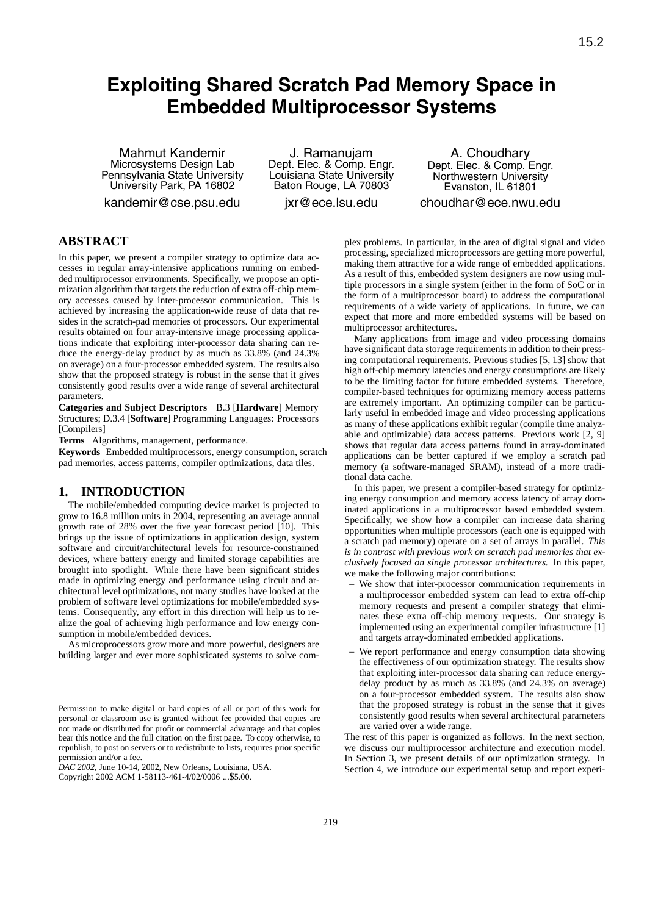# Exploiting Shared Scratch Pad Memory Space in Embedded Multiprocessor Systems

Mahmut Kandemir
Microsystems Design Lab
Pennsylvania State University
University Park, PA 16802
kandemir@cse.psu.edu

J. Ramanujam
Dept. Elec. & Comp. Engr.
Louisiana State University
Baton Rouge, LA 70803
jxr@ece.lsu.edu

A. Choudhary
Dept. Elec. & Comp. Engr.
Northwestern University
Evanston, IL 61801
choudhar@ece.nwu.edu

## ABSTRACT

In this paper, we present a compiler strategy to optimize data accesses in regular array-intensive applications running on embedded multiprocessor environments. Specifically, we propose an optimization algorithm that targets the reduction of extra off-chip memory accesses caused by inter-processor communication. This is achieved by increasing the application-wide reuse of data that resides in the scratch-pad memories of processors. Our experimental results obtained on four array-intensive image processing applications indicate that exploiting inter-processor data sharing can reduce the energy-delay product by as much as 33.8% (and 24.3% on average) on a four-processor embedded system. The results also show that the proposed strategy is robust in the sense that it gives consistently good results over a wide range of several architectural parameters.

**Categories and Subject Descriptors** B.3 [**Hardware**] Memory Structures; D.3.4 [**Software**] Programming Languages: Processors [Compilers]

**Terms** Algorithms, management, performance.

**Keywords** Embedded multiprocessors, energy consumption, scratch pad memories, access patterns, compiler optimizations, data tiles.

## 1. INTRODUCTION

The mobile/embedded computing device market is projected to grow to 16.8 million units in 2004, representing an average annual growth rate of 28% over the five year forecast period [10]. This brings up the issue of optimizations in application design, system software and circuit/architectural levels for resource-constrained devices, where battery energy and limited storage capabilities are brought into spotlight. While there have been significant strides made in optimizing energy and performance using circuit and architectural level optimizations, not many studies have looked at the problem of software level optimizations for mobile/embedded systems. Consequently, any effort in this direction will help us to realize the goal of achieving high performance and low energy consumption in mobile/embedded devices.

As microprocessors grow more and more powerful, designers are building larger and ever more sophisticated systems to solve complex problems. In particular, in the area of digital signal and video processing, specialized microprocessors are getting more powerful, making them attractive for a wide range of embedded applications. As a result of this, embedded system designers are now using multiple processors in a single system (either in the form of SoC or in the form of a multiprocessor board) to address the computational requirements of a wide variety of applications. In future, we can expect that more and more embedded systems will be based on multiprocessor architectures.

Many applications from image and video processing domains have significant data storage requirements in addition to their pressing computational requirements. Previous studies [5, 13] show that high off-chip memory latencies and energy consumptions are likely to be the limiting factor for future embedded systems. Therefore, compiler-based techniques for optimizing memory access patterns are extremely important. An optimizing compiler can be particularly useful in embedded image and video processing applications as many of these applications exhibit regular (compile time analyzable and optimizable) data access patterns. Previous work [2, 9] shows that regular data access patterns found in array-dominated applications can be better captured if we employ a scratch pad memory (a software-managed SRAM), instead of a more traditional data cache.

In this paper, we present a compiler-based strategy for optimizing energy consumption and memory access latency of array dominated applications in a multiprocessor based embedded system. Specifically, we show how a compiler can increase data sharing opportunities when multiple processors (each one is equipped with a scratch pad memory) operate on a set of arrays in parallel. *This is in contrast with previous work on scratch pad memories that exclusively focused on single processor architectures.* In this paper, we make the following major contributions:

- We show that inter-processor communication requirements in a multiprocessor embedded system can lead to extra off-chip memory requests and present a compiler strategy that eliminates these extra off-chip memory requests. Our strategy is implemented using an experimental compiler infrastructure [1] and targets array-dominated embedded applications.
- We report performance and energy consumption data showing the effectiveness of our optimization strategy. The results show that exploiting inter-processor data sharing can reduce energy-delay product by as much as 33.8% (and 24.3% on average) on a four-processor embedded system. The results also show that the proposed strategy is robust in the sense that it gives consistently good results when several architectural parameters are varied over a wide range.

The rest of this paper is organized as follows. In the next section, we discuss our multiprocessor architecture and execution model. In Section 3, we present details of our optimization strategy. In Section 4, we introduce our experimental setup and report experi-

Permission to make digital or hard copies of all or part of this work for personal or classroom use is granted without fee provided that copies are not made or distributed for profit or commercial advantage and that copies bear this notice and the full citation on the first page. To copy otherwise, to republish, to post on servers or to redistribute to lists, requires prior specific permission and/or a fee.
*DAC 2002*, June 10-14, 2002, New Orleans, Louisiana, USA.
Copyright 2002 ACM 1-58113-461-4/02/0006 ...$5.00.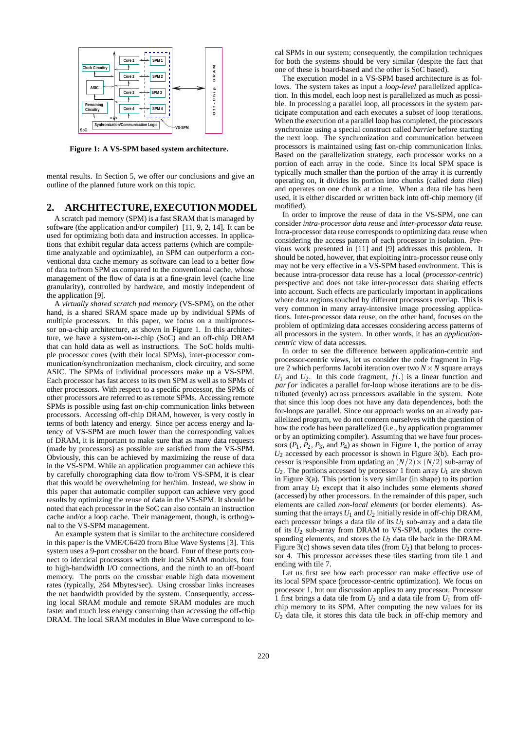Core 1
SPM 1
Clock Circuitry
Core 2
SPM 2
ASIC
Core 3
SPM 3
Remaining Circuitry
Core 4
SPM 4
Synhronization/Communication Logic
SoC
VS-SPM
Off-Chip DRAM

**Figure 1: A VS-SPM based system architecture.**

mental results. In Section 5, we offer our conclusions and give an outline of the planned future work on this topic.

## 2. ARCHITECTURE, EXECUTION MODEL

A scratch pad memory (SPM) is a fast SRAM that is managed by software (the application and/or compiler) [11, 9, 2, 14]. It can be used for optimizing both data and instruction accesses. In applications that exhibit regular data access patterns (which are compile-time analyzable and optimizable), an SPM can outperform a conventional data cache memory as software can lead to a better flow of data to/from SPM as compared to the conventional cache, whose management of the flow of data is at a fine-grain level (cache line granularity), controlled by hardware, and mostly independent of the application [9].

A *virtually shared scratch pad memory* (VS-SPM), on the other hand, is a shared SRAM space made up by individual SPMs of multiple processors. In this paper, we focus on a multiprocessor on-a-chip architecture, as shown in Figure 1. In this architecture, we have a system-on-a-chip (SoC) and an off-chip DRAM that can hold data as well as instructions. The SoC holds multiple processor cores (with their local SPMs), inter-processor communication/synchronization mechanism, clock circuitry, and some ASIC. The SPMs of individual processors make up a VS-SPM. Each processor has fast access to its own SPM as well as to SPMs of other processors. With respect to a specific processor, the SPMs of other processors are referred to as remote SPMs. Accessing remote SPMs is possible using fast on-chip communication links between processors. Accessing off-chip DRAM, however, is very costly in terms of both latency and energy. Since per access energy and latency of VS-SPM are much lower than the corresponding values of DRAM, it is important to make sure that as many data requests (made by processors) as possible are satisfied from the VS-SPM. Obviously, this can be achieved by maximizing the reuse of data in the VS-SPM. While an application programmer can achieve this by carefully chorographing data flow to/from VS-SPM, it is clear that this would be overwhelming for her/him. Instead, we show in this paper that automatic compiler support can achieve very good results by optimizing the reuse of data in the VS-SPM. It should be noted that each processor in the SoC can also contain an instruction cache and/or a loop cache. Their management, though, is orthogonal to the VS-SPM management.

An example system that is similar to the architecture considered in this paper is the VME/C6420 from Blue Wave Systems [3]. This system uses a 9-port crossbar on the board. Four of these ports connect to identical processors with their local SRAM modules, four to high-bandwidth I/O connections, and the ninth to an off-board memory. The ports on the crossbar enable high data movement rates (typically, 264 Mbytes/sec). Using crossbar links increases the net bandwidth provided by the system. Consequently, accessing local SRAM module and remote SRAM modules are much faster and much less energy consuming than accessing the off-chip DRAM. The local SRAM modules in Blue Wave correspond to local SPMs in our system; consequently, the compilation techniques for both the systems should be very similar (despite the fact that one of these is board-based and the other is SoC based).

The execution model in a VS-SPM based architecture is as follows. The system takes as input a *loop-level* parallelized application. In this model, each loop nest is parallelized as much as possible. In processing a parallel loop, all processors in the system participate computation and each executes a subset of loop iterations. When the execution of a parallel loop has completed, the processors synchronize using a special construct called *barrier* before starting the next loop. The synchronization and communication between processors is maintained using fast on-chip communication links. Based on the parallelization strategy, each processor works on a portion of each array in the code. Since its local SPM space is typically much smaller than the portion of the array it is currently operating on, it divides its portion into chunks (called *data tiles*) and operates on one chunk at a time. When a data tile has been used, it is either discarded or written back into off-chip memory (if modified).

In order to improve the reuse of data in the VS-SPM, one can consider *intra-processor data reuse* and *inter-processor data reuse*. Intra-processor data reuse corresponds to optimizing data reuse when considering the access pattern of each processor in isolation. Previous work presented in [11] and [9] addresses this problem. It should be noted, however, that exploiting intra-processor reuse only may not be very effective in a VS-SPM based environment. This is because intra-processor data reuse has a local (*processor-centric*) perspective and does not take inter-processor data sharing effects into account. Such effects are particularly important in applications where data regions touched by different processors overlap. This is very common in many array-intensive image processing applications. Inter-processor data reuse, on the other hand, focuses on the problem of optimizing data accesses considering access patterns of all processors in the system. In other words, it has an *application-centric* view of data accesses.

In order to see the difference between application-centric and processor-centric views, let us consider the code fragment in Figure 2 which performs Jacobi iteration over two $N \times N$ square arrays $U_1$ and $U_2$. In this code fragment, $f(.)$ is a linear function and $parfor$ indicates a parallel for-loop whose iterations are to be distributed (evenly) across processors available in the system. Note that since this loop does not have any data dependences, both the for-loops are parallel. Since our approach works on an already parallelized program, we do not concern ourselves with the question of how the code has been parallelized (i.e., by application programmer or by an optimizing compiler). Assuming that we have four processors ($P_1$, $P_2$, $P_3$, and $P_4$) as shown in Figure 1, the portion of array $U_2$ accessed by each processor is shown in Figure 3(b). Each processor is responsible from updating an $(N/2) \times (N/2)$ sub-array of $U_2$. The portions accessed by processor 1 from array $U_1$ are shown in Figure 3(a). This portion is very similar (in shape) to its portion from array $U_2$ except that it also includes some elements *shared* (accessed) by other processors. In the remainder of this paper, such elements are called *non-local elements* (or border elements). Assuming that the arrays $U_1$ and $U_2$ initially reside in off-chip DRAM, each processor brings a data tile of its $U_1$ sub-array and a data tile of its $U_2$ sub-array from DRAM to VS-SPM, updates the corresponding elements, and stores the $U_2$ data tile back in the DRAM. Figure 3(c) shows seven data tiles (from $U_2$) that belong to processor 4. This processor accesses these tiles starting from tile 1 and ending with tile 7.

Let us first see how each processor can make effective use of its local SPM space (processor-centric optimization). We focus on processor 1, but our discussion applies to any processor. Processor 1 first brings a data tile from $U_2$ and a data tile from $U_1$ from off-chip memory to its SPM. After computing the new values for its $U_2$ data tile, it stores this data tile back in off-chip memory and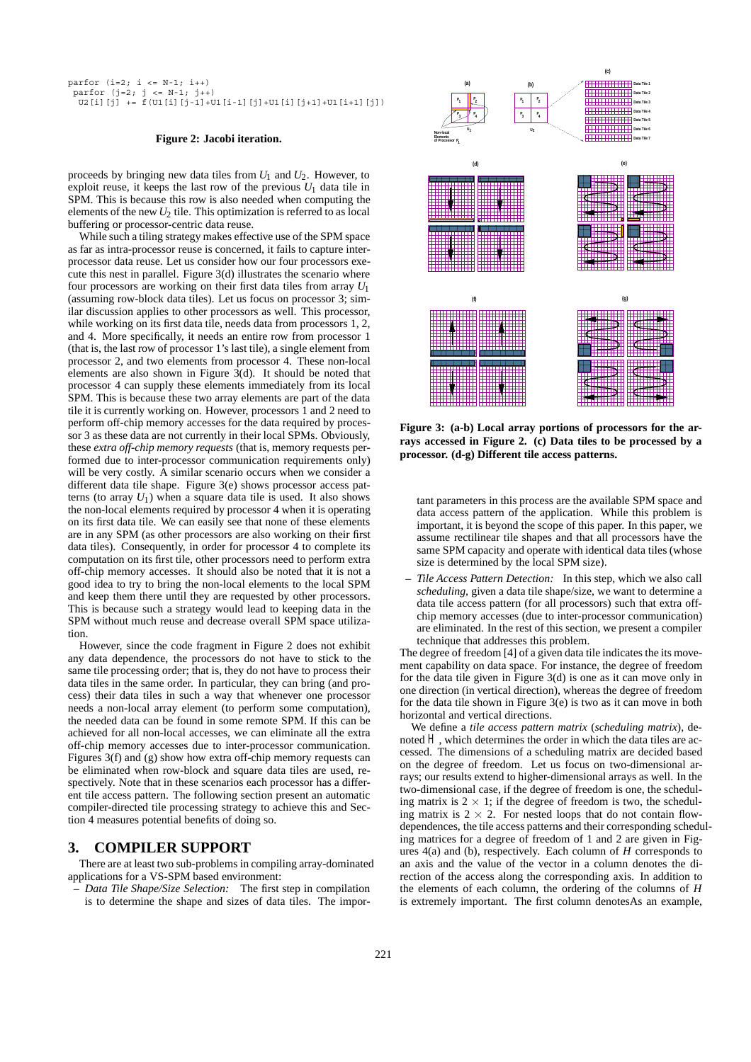```
parfor (i=2; i <= N-1; i++)
 parfor (j=2; j <= N-1; j++)
  U2[i][j] += f(U1[i][j-1]+U1[i-1][j]+U1[i][j+1]+U1[i+1][j])
```

**Figure 2: Jacobi iteration.**

proceeds by bringing new data tiles from $U_1$ and $U_2$. However, to exploit reuse, it keeps the last row of the previous $U_1$ data tile in SPM. This is because this row is also needed when computing the elements of the new $U_2$ tile. This optimization is referred to as local buffering or processor-centric data reuse.

While such a tiling strategy makes effective use of the SPM space as far as intra-processor reuse is concerned, it fails to capture inter-processor data reuse. Let us consider how our four processors execute this nest in parallel. Figure 3(d) illustrates the scenario where four processors are working on their first data tiles from array $U_1$ (assuming row-block data tiles). Let us focus on processor 3; similar discussion applies to other processors as well. This processor, while working on its first data tile, needs data from processors 1, 2, and 4. More specifically, it needs an entire row from processor 1 (that is, the last row of processor 1's last tile), a single element from processor 2, and two elements from processor 4. These non-local elements are also shown in Figure 3(d). It should be noted that processor 4 can supply these elements immediately from its local SPM. This is because these two array elements are part of the data tile it is currently working on. However, processors 1 and 2 need to perform off-chip memory accesses for the data required by processor 3 as these data are not currently in their local SPMs. Obviously, these *extra off-chip memory requests* (that is, memory requests performed due to inter-processor communication requirements only) will be very costly. A similar scenario occurs when we consider a different data tile shape. Figure 3(e) shows processor access patterns (to array $U_1$) when a square data tile is used. It also shows the non-local elements required by processor 4 when it is operating on its first data tile. We can easily see that none of these elements are in any SPM (as other processors are also working on their first data tiles). Consequently, in order for processor 4 to complete its computation on its first tile, other processors need to perform extra off-chip memory accesses. It should also be noted that it is not a good idea to try to bring the non-local elements to the local SPM and keep them there until they are requested by other processors. This is because such a strategy would lead to keeping data in the SPM without much reuse and decrease overall SPM space utilization.

However, since the code fragment in Figure 2 does not exhibit any data dependence, the processors do not have to stick to the same tile processing order; that is, they do not have to process their data tiles in the same order. In particular, they can bring (and process) their data tiles in such a way that whenever one processor needs a non-local array element (to perform some computation), the needed data can be found in some remote SPM. If this can be achieved for all non-local accesses, we can eliminate all the extra off-chip memory accesses due to inter-processor communication. Figures 3(f) and (g) show how extra off-chip memory requests can be eliminated when row-block and square data tiles are used, respectively. Note that in these scenarios each processor has a different tile access pattern. The following section present an automatic compiler-directed tile processing strategy to achieve this and Section 4 measures potential benefits of doing so.

## 3. COMPILER SUPPORT

There are at least two sub-problems in compiling array-dominated applications for a VS-SPM based environment:

– *Data Tile Shape/Size Selection:* The first step in compilation is to determine the shape and sizes of data tiles. The important parameters in this process are the available SPM space and data access pattern of the application. While this problem is important, it is beyond the scope of this paper. In this paper, we assume rectilinear tile shapes and that all processors have the same SPM capacity and operate with identical data tiles (whose size is determined by the local SPM size).

– *Tile Access Pattern Detection:* In this step, which we also call *scheduling*, given a data tile shape/size, we want to determine a data tile access pattern (for all processors) such that extra off-chip memory accesses (due to inter-processor communication) are eliminated. In the rest of this section, we present a compiler technique that addresses this problem.

(a)
(b)
(c)
P1 P2 P3 P4
U1
Non-local Elements of Processor P1
U2
Data Tile 1
Data Tile 2
Data Tile 3
Data Tile 4
Data Tile 5
Data Tile 6
Data Tile 7
(d)
(e)
(f)
(g)

**Figure 3: (a-b) Local array portions of processors for the arrays accessed in Figure 2. (c) Data tiles to be processed by a processor. (d-g) Different tile access patterns.**

The degree of freedom [4] of a given data tile indicates the its movement capability on data space. For instance, the degree of freedom for the data tile given in Figure 3(d) is one as it can move only in one direction (in vertical direction), whereas the degree of freedom for the data tile shown in Figure 3(e) is two as it can move in both horizontal and vertical directions.

We define a *tile access pattern matrix* (*scheduling matrix*), denoted $H$, which determines the order in which the data tiles are accessed. The dimensions of a scheduling matrix are decided based on the degree of freedom. Let us focus on two-dimensional arrays; our results extend to higher-dimensional arrays as well. In the two-dimensional case, if the degree of freedom is one, the scheduling matrix is $2 \times 1$; if the degree of freedom is two, the scheduling matrix is $2 \times 2$. For nested loops that do not contain flow-dependences, the tile access patterns and their corresponding scheduling matrices for a degree of freedom of 1 and 2 are given in Figures 4(a) and (b), respectively. Each column of $H$ corresponds to an axis and the value of the vector in a column denotes the direction of the access along the corresponding axis. In addition to the elements of each column, the ordering of the columns of $H$ is extremely important. The first column denotesAs an example,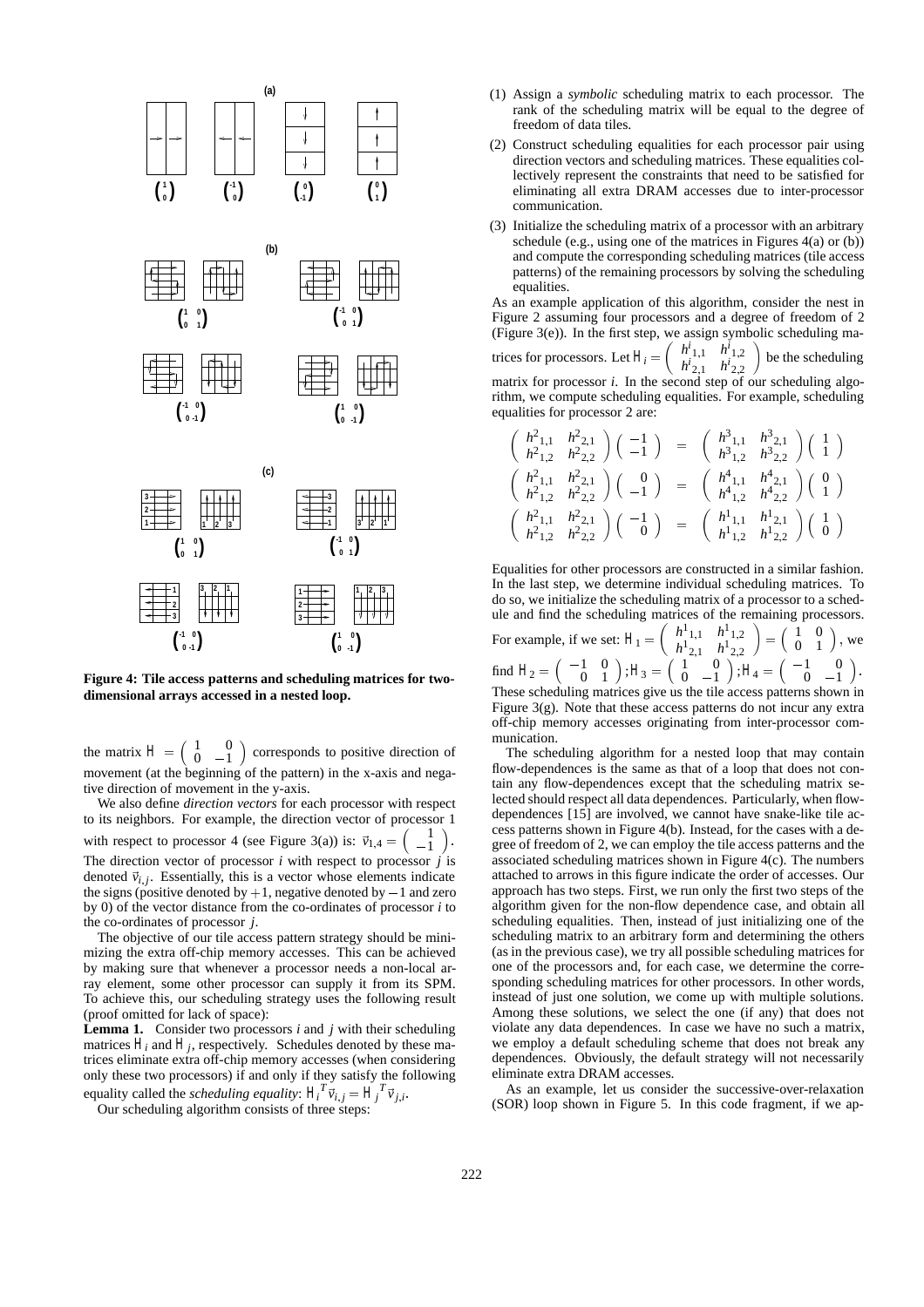**Figure 4: Tile access patterns and scheduling matrices for two-dimensional arrays accessed in a nested loop.**

the matrix $H = \begin{pmatrix} 1 & 0 \\ 0 & -1 \end{pmatrix}$ corresponds to positive direction of movement (at the beginning of the pattern) in the x-axis and negative direction of movement in the y-axis.

We also define *direction vectors* for each processor with respect to its neighbors. For example, the direction vector of processor 1 with respect to processor 4 (see Figure 3(a)) is: $\vec{v}_{1,4} = \begin{pmatrix} 1 \\ -1 \end{pmatrix}$. The direction vector of processor $i$ with respect to processor $j$ is denoted $\vec{v}_{i,j}$. Essentially, this is a vector whose elements indicate the signs (positive denoted by $+1$, negative denoted by $-1$ and zero by 0) of the vector distance from the co-ordinates of processor $i$ to the co-ordinates of processor $j$.

The objective of our tile access pattern strategy should be minimizing the extra off-chip memory accesses. This can be achieved by making sure that whenever a processor needs a non-local array element, some other processor can supply it from its SPM. To achieve this, our scheduling strategy uses the following result (proof omitted for lack of space):

**Lemma 1.** Consider two processors $i$ and $j$ with their scheduling matrices $H_i$ and $H_j$, respectively. Schedules denoted by these matrices eliminate extra off-chip memory accesses (when considering only these two processors) if and only if they satisfy the following equality called the *scheduling equality*: $H_i^T \vec{v}_{i,j} = H_j^T \vec{v}_{j,i}$.

Our scheduling algorithm consists of three steps:

(1) Assign a *symbolic* scheduling matrix to each processor. The rank of the scheduling matrix will be equal to the degree of freedom of data tiles.

(2) Construct scheduling equalities for each processor pair using direction vectors and scheduling matrices. These equalities collectively represent the constraints that need to be satisfied for eliminating all extra DRAM accesses due to inter-processor communication.

(3) Initialize the scheduling matrix of a processor with an arbitrary schedule (e.g., using one of the matrices in Figures 4(a) or (b)) and compute the corresponding scheduling matrices (tile access patterns) of the remaining processors by solving the scheduling equalities.

As an example application of this algorithm, consider the nest in Figure 2 assuming four processors and a degree of freedom of 2 (Figure 3(e)). In the first step, we assign symbolic scheduling matrices for processors. Let $H_i = \begin{pmatrix} h^i_{1,1} & h^i_{1,2} \\ h^i_{2,1} & h^i_{2,2} \end{pmatrix}$ be the scheduling matrix for processor $i$. In the second step of our scheduling algorithm, we compute scheduling equalities. For example, scheduling equalities for processor 2 are:

$$\begin{pmatrix} h^2_{1,1} & h^2_{2,1} \\ h^2_{1,2} & h^2_{2,2} \end{pmatrix} \begin{pmatrix} -1 \\ -1 \end{pmatrix} = \begin{pmatrix} h^3_{1,1} & h^3_{2,1} \\ h^3_{1,2} & h^3_{2,2} \end{pmatrix} \begin{pmatrix} 1 \\ 1 \end{pmatrix}$$

$$\begin{pmatrix} h^2_{1,1} & h^2_{2,1} \\ h^2_{1,2} & h^2_{2,2} \end{pmatrix} \begin{pmatrix} 0 \\ -1 \end{pmatrix} = \begin{pmatrix} h^4_{1,1} & h^4_{2,1} \\ h^4_{1,2} & h^4_{2,2} \end{pmatrix} \begin{pmatrix} 0 \\ 1 \end{pmatrix}$$

$$\begin{pmatrix} h^2_{1,1} & h^2_{2,1} \\ h^2_{1,2} & h^2_{2,2} \end{pmatrix} \begin{pmatrix} -1 \\ 0 \end{pmatrix} = \begin{pmatrix} h^1_{1,1} & h^1_{2,1} \\ h^1_{1,2} & h^1_{2,2} \end{pmatrix} \begin{pmatrix} 1 \\ 0 \end{pmatrix}$$

Equalities for other processors are constructed in a similar fashion. In the last step, we determine individual scheduling matrices. To do so, we initialize the scheduling matrix of a processor to a schedule and find the scheduling matrices of the remaining processors. For example, if we set: $H_1 = \begin{pmatrix} h^1_{1,1} & h^1_{1,2} \\ h^1_{2,1} & h^1_{2,2} \end{pmatrix} = \begin{pmatrix} 1 & 0 \\ 0 & 1 \end{pmatrix}$, we find $H_2 = \begin{pmatrix} -1 & 0 \\ 0 & 1 \end{pmatrix}; H_3 = \begin{pmatrix} 1 & 0 \\ 0 & -1 \end{pmatrix}; H_4 = \begin{pmatrix} -1 & 0 \\ 0 & -1 \end{pmatrix}$. These scheduling matrices give us the tile access patterns shown in Figure 3(g). Note that these access patterns do not incur any extra off-chip memory accesses originating from inter-processor communication.

The scheduling algorithm for a nested loop that may contain flow-dependences is the same as that of a loop that does not contain any flow-dependences except that the scheduling matrix selected should respect all data dependences. Particularly, when flow-dependences [15] are involved, we cannot have snake-like tile access patterns shown in Figure 4(b). Instead, for the cases with a degree of freedom of 2, we can employ the tile access patterns and the associated scheduling matrices shown in Figure 4(c). The numbers attached to arrows in this figure indicate the order of accesses. Our approach has two steps. First, we run only the first two steps of the algorithm given for the non-flow dependence case, and obtain all scheduling equalities. Then, instead of just initializing one of the scheduling matrix to an arbitrary form and determining the others (as in the previous case), we try all possible scheduling matrices for one of the processors and, for each case, we determine the corresponding scheduling matrices for other processors. In other words, instead of just one solution, we come up with multiple solutions. Among these solutions, we select the one (if any) that does not violate any data dependences. In case we have no such a matrix, we employ a default scheduling scheme that does not break any dependences. Obviously, the default strategy will not necessarily eliminate extra DRAM accesses.

As an example, let us consider the successive-over-relaxation (SOR) loop shown in Figure 5. In this code fragment, if we ap-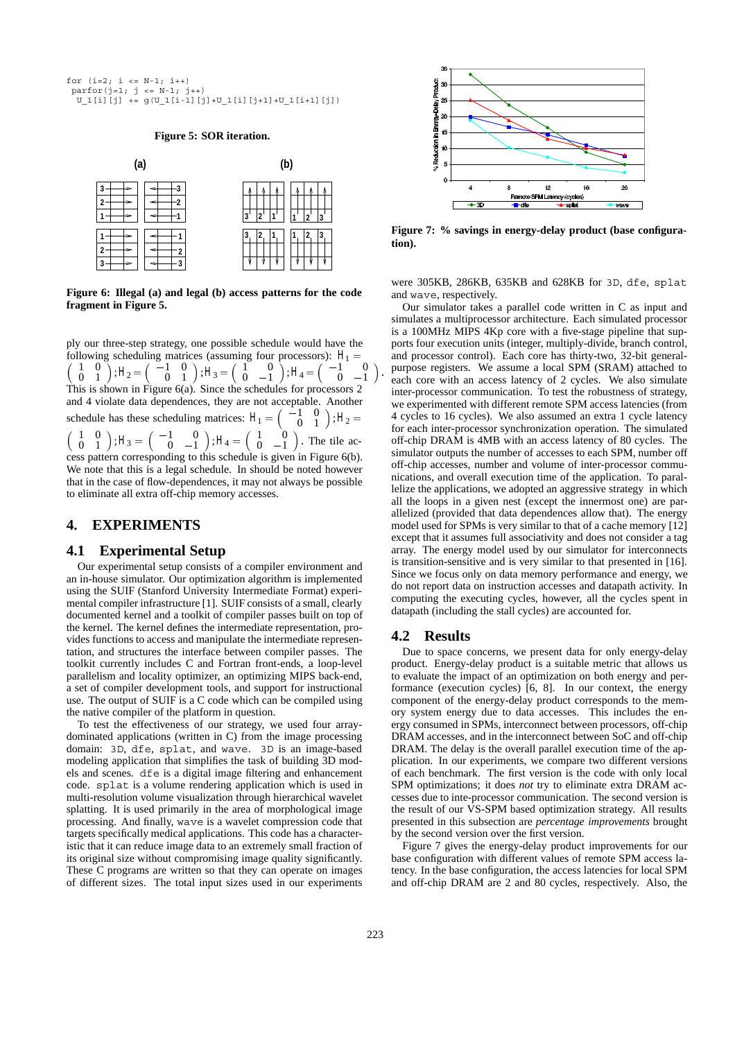```
for (i=2; i <= N-1; i++)
 parfor(j=1; j <= N-1; j++)
  U_1[i][j] += g(U_1[i-1][j]+U_1[i][j+1]+U_1[i+1][j])
```

**Figure 5: SOR iteration.**

**Figure 6: Illegal (a) and legal (b) access patterns for the code fragment in Figure 5.**

ply our three-step strategy, one possible schedule would have the following scheduling matrices (assuming four processors): $H_1 = \begin{pmatrix} 1 & 0 \\ 0 & 1 \end{pmatrix}; H_2 = \begin{pmatrix} -1 & 0 \\ 0 & 1 \end{pmatrix}; H_3 = \begin{pmatrix} 1 & 0 \\ 0 & -1 \end{pmatrix}; H_4 = \begin{pmatrix} -1 & 0 \\ 0 & -1 \end{pmatrix}$. This is shown in Figure 6(a). Since the schedules for processors 2 and 4 violate data dependences, they are not acceptable. Another schedule has these scheduling matrices: $H_1 = \begin{pmatrix} -1 & 0 \\ 0 & 1 \end{pmatrix}; H_2 = \begin{pmatrix} 1 & 0 \\ 0 & 1 \end{pmatrix}; H_3 = \begin{pmatrix} -1 & 0 \\ 0 & -1 \end{pmatrix}; H_4 = \begin{pmatrix} 1 & 0 \\ 0 & -1 \end{pmatrix}$. The tile access pattern corresponding to this schedule is given in Figure 6(b). We note that this is a legal schedule. In should be noted however that in the case of flow-dependences, it may not always be possible to eliminate all extra off-chip memory accesses.

## 4. EXPERIMENTS

### 4.1 Experimental Setup

Our experimental setup consists of a compiler environment and an in-house simulator. Our optimization algorithm is implemented using the SUIF (Stanford University Intermediate Format) experimental compiler infrastructure [1]. SUIF consists of a small, clearly documented kernel and a toolkit of compiler passes built on top of the kernel. The kernel defines the intermediate representation, provides functions to access and manipulate the intermediate representation, and structures the interface between compiler passes. The toolkit currently includes C and Fortran front-ends, a loop-level parallelism and locality optimizer, an optimizing MIPS back-end, a set of compiler development tools, and support for instructional use. The output of SUIF is a C code which can be compiled using the native compiler of the platform in question.

To test the effectiveness of our strategy, we used four array-dominated applications (written in C) from the image processing domain: `3D`, `dfe`, `splat`, and `wave`. `3D` is an image-based modeling application that simplifies the task of building 3D models and scenes. `dfe` is a digital image filtering and enhancement code. `splat` is a volume rendering application which is used in multi-resolution volume visualization through hierarchical wavelet splatting. It is used primarily in the area of morphological image processing. And finally, `wave` is a wavelet compression code that targets specifically medical applications. This code has a characteristic that it can reduce image data to an extremely small fraction of its original size without compromising image quality significantly. These C programs are written so that they can operate on images of different sizes. The total input sizes used in our experiments were 305KB, 286KB, 635KB and 628KB for `3D`, `dfe`, `splat` and `wave`, respectively.

Our simulator takes a parallel code written in C as input and simulates a multiprocessor architecture. Each simulated processor is a 100MHz MIPS 4Kp core with a five-stage pipeline that supports four execution units (integer, multiply-divide, branch control, and processor control). Each core has thirty-two, 32-bit general-purpose registers. We assume a local SPM (SRAM) attached to each core with an access latency of 2 cycles. We also simulate inter-processor communication. To test the robustness of strategy, we experimented with different remote SPM access latencies (from 4 cycles to 16 cycles). We also assumed an extra 1 cycle latency for each inter-processor synchronization operation. The simulated off-chip DRAM is 4MB with an access latency of 80 cycles. The simulator outputs the number of accesses to each SPM, number off off-chip accesses, number and volume of inter-processor communications, and overall execution time of the application. To parallelize the applications, we adopted an aggressive strategy in which all the loops in a given nest (except the innermost one) are parallelized (provided that data dependences allow that). The energy model used for SPMs is very similar to that of a cache memory [12] except that it assumes full associativity and does not consider a tag array. The energy model used by our simulator for interconnects is transition-sensitive and is very similar to that presented in [16]. Since we focus only on data memory performance and energy, we do not report data on instruction accesses and datapath activity. In computing the executing cycles, however, all the cycles spent in datapath (including the stall cycles) are accounted for.

**Figure 7: % savings in energy-delay product (base configuration).**

### 4.2 Results

Due to space concerns, we present data for only energy-delay product. Energy-delay product is a suitable metric that allows us to evaluate the impact of an optimization on both energy and performance (execution cycles) [6, 8]. In our context, the energy component of the energy-delay product corresponds to the memory system energy due to data accesses. This includes the energy consumed in SPMs, interconnect between processors, off-chip DRAM accesses, and in the interconnect between SoC and off-chip DRAM. The delay is the overall parallel execution time of the application. In our experiments, we compare two different versions of each benchmark. The first version is the code with only local SPM optimizations; it does *not* try to eliminate extra DRAM accesses due to inte-processor communication. The second version is the result of our VS-SPM based optimization strategy. All results presented in this subsection are *percentage improvements* brought by the second version over the first version.

Figure 7 gives the energy-delay product improvements for our base configuration with different values of remote SPM access latency. In the base configuration, the access latencies for local SPM and off-chip DRAM are 2 and 80 cycles, respectively. Also, the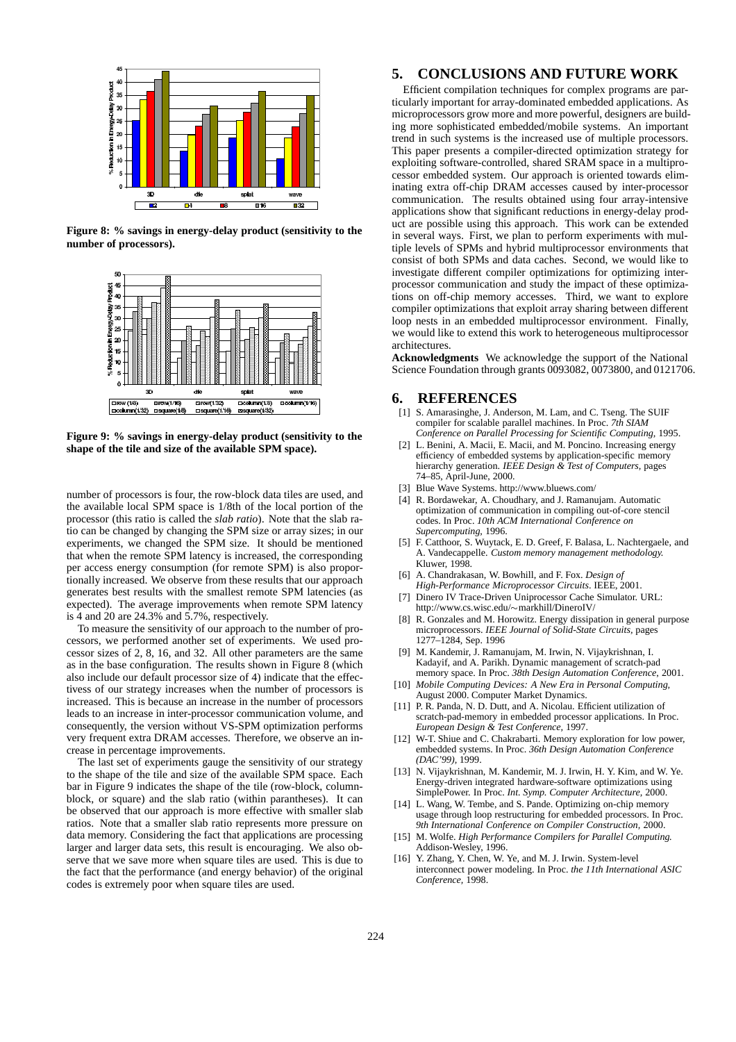45
40
35
30
25
20
15
10
5
0
% Reduction in Energy-Delay Product
3D dfe splat wave
2 4 8 16 32

**Figure 8: % savings in energy-delay product (sensitivity to the number of processors).**

50
45
40
35
30
25
20
15
10
5
0
% Reduction in Energy-Delay Product
3D dfe splat wave
row (1/8) row(1/16) row(1/32) column(1/8) column(1/16) column(1/32) square(1/8) square(1/16) square(1/32)

**Figure 9: % savings in energy-delay product (sensitivity to the shape of the tile and size of the available SPM space).**

number of processors is four, the row-block data tiles are used, and the available local SPM space is 1/8th of the local portion of the processor (this ratio is called the *slab ratio*). Note that the slab ratio can be changed by changing the SPM size or array sizes; in our experiments, we changed the SPM size. It should be mentioned that when the remote SPM latency is increased, the corresponding per access energy consumption (for remote SPM) is also proportionally increased. We observe from these results that our approach generates best results with the smallest remote SPM latencies (as expected). The average improvements when remote SPM latency is 4 and 20 are 24.3% and 5.7%, respectively.

To measure the sensitivity of our approach to the number of processors, we performed another set of experiments. We used processor sizes of 2, 8, 16, and 32. All other parameters are the same as in the base configuration. The results shown in Figure 8 (which also include our default processor size of 4) indicate that the effectivess of our strategy increases when the number of processors is increased. This is because an increase in the number of processors leads to an increase in inter-processor communication volume, and consequently, the version without VS-SPM optimization performs very frequent extra DRAM accesses. Therefore, we observe an increase in percentage improvements.

The last set of experiments gauge the sensitivity of our strategy to the shape of the tile and size of the available SPM space. Each bar in Figure 9 indicates the shape of the tile (row-block, column-block, or square) and the slab ratio (within parantheses). It can be observed that our approach is more effective with smaller slab ratios. Note that a smaller slab ratio represents more pressure on data memory. Considering the fact that applications are processing larger and larger data sets, this result is encouraging. We also observe that we save more when square tiles are used. This is due to the fact that the performance (and energy behavior) of the original codes is extremely poor when square tiles are used.

## 5. CONCLUSIONS AND FUTURE WORK

Efficient compilation techniques for complex programs are particularly important for array-dominated embedded applications. As microprocessors grow more and more powerful, designers are building more sophisticated embedded/mobile systems. An important trend in such systems is the increased use of multiple processors. This paper presents a compiler-directed optimization strategy for exploiting software-controlled, shared SRAM space in a multiprocessor embedded system. Our approach is oriented towards eliminating extra off-chip DRAM accesses caused by inter-processor communication. The results obtained using four array-intensive applications show that significant reductions in energy-delay product are possible using this approach. This work can be extended in several ways. First, we plan to perform experiments with multiple levels of SPMs and hybrid multiprocessor environments that consist of both SPMs and data caches. Second, we would like to investigate different compiler optimizations for optimizing inter-processor communication and study the impact of these optimizations on off-chip memory accesses. Third, we want to explore compiler optimizations that exploit array sharing between different loop nests in an embedded multiprocessor environment. Finally, we would like to extend this work to heterogeneous multiprocessor architectures.

**Acknowledgments** We acknowledge the support of the National Science Foundation through grants 0093082, 0073800, and 0121706.

## 6. REFERENCES

[1] S. Amarasinghe, J. Anderson, M. Lam, and C. Tseng. The SUIF compiler for scalable parallel machines. In Proc. *7th SIAM Conference on Parallel Processing for Scientific Computing*, 1995.

[2] L. Benini, A. Macii, E. Macii, and M. Poncino. Increasing energy efficiency of embedded systems by application-specific memory hierarchy generation. *IEEE Design & Test of Computers*, pages 74–85, April-June, 2000.

[3] Blue Wave Systems. http://www.bluews.com/

[4] R. Bordawekar, A. Choudhary, and J. Ramanujam. Automatic optimization of communication in compiling out-of-core stencil codes. In Proc. *10th ACM International Conference on Supercomputing*, 1996.

[5] F. Catthoor, S. Wuytack, E. D. Greef, F. Balasa, L. Nachtergaele, and A. Vandecappelle. *Custom memory management methodology.* Kluwer, 1998.

[6] A. Chandrakasan, W. Bowhill, and F. Fox. *Design of High-Performance Microprocessor Circuits*. IEEE, 2001.

[7] Dinero IV Trace-Driven Uniprocessor Cache Simulator. URL: http://www.cs.wisc.edu/∼markhill/DineroIV/

[8] R. Gonzales and M. Horowitz. Energy dissipation in general purpose microprocessors. *IEEE Journal of Solid-State Circuits*, pages 1277–1284, Sep. 1996

[9] M. Kandemir, J. Ramanujam, M. Irwin, N. Vijaykrishnan, I. Kadayif, and A. Parikh. Dynamic management of scratch-pad memory space. In Proc. *38th Design Automation Conference*, 2001.

[10] *Mobile Computing Devices: A New Era in Personal Computing*, August 2000. Computer Market Dynamics.

[11] P. R. Panda, N. D. Dutt, and A. Nicolau. Efficient utilization of scratch-pad-memory in embedded processor applications. In Proc. *European Design & Test Conference*, 1997.

[12] W-T. Shiue and C. Chakrabarti. Memory exploration for low power, embedded systems. In Proc. *36th Design Automation Conference (DAC'99)*, 1999.

[13] N. Vijaykrishnan, M. Kandemir, M. J. Irwin, H. Y. Kim, and W. Ye. Energy-driven integrated hardware-software optimizations using SimplePower. In Proc. *Int. Symp. Computer Architecture*, 2000.

[14] L. Wang, W. Tembe, and S. Pande. Optimizing on-chip memory usage through loop restructuring for embedded processors. In Proc. *9th International Conference on Compiler Construction*, 2000.

[15] M. Wolfe. *High Performance Compilers for Parallel Computing.* Addison-Wesley, 1996.

[16] Y. Zhang, Y. Chen, W. Ye, and M. J. Irwin. System-level interconnect power modeling. In Proc. *the 11th International ASIC Conference*, 1998.